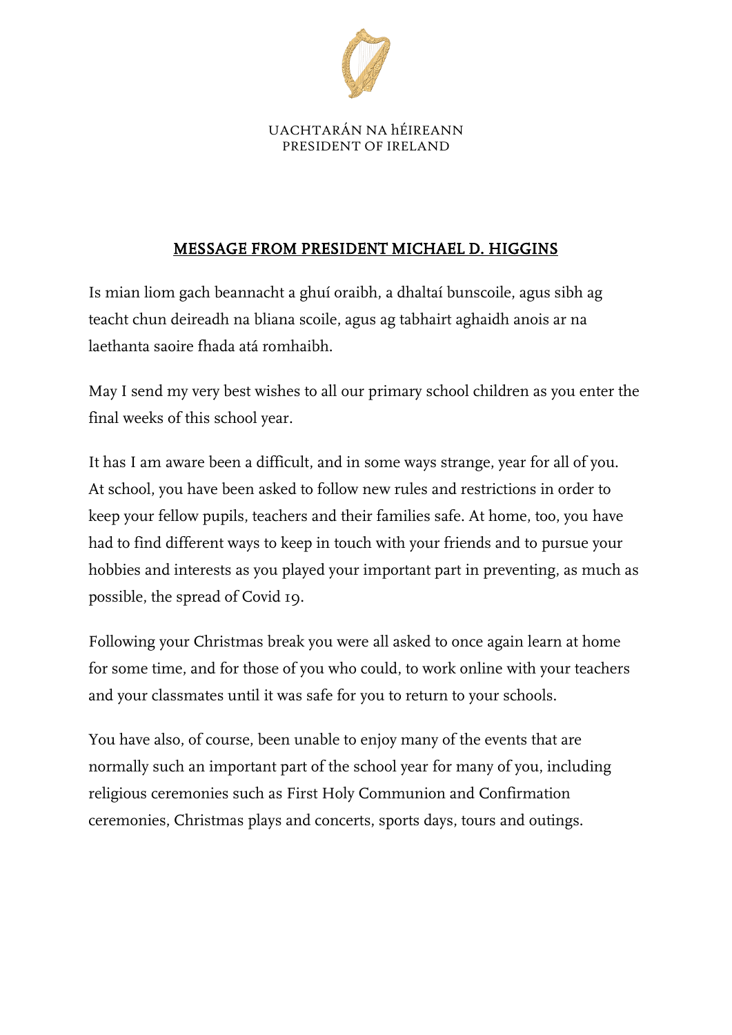UACHTARÁN NA hÉIREANN
PRESIDENT OF IRELAND

## MESSAGE FROM PRESIDENT MICHAEL D. HIGGINS

Is mian liom gach beannacht a ghuí oraibh, a dhaltaí bunscoile, agus sibh ag teacht chun deireadh na bliana scoile, agus ag tabhairt aghaidh anois ar na laethanta saoire fhada atá romhaibh.

May I send my very best wishes to all our primary school children as you enter the final weeks of this school year.

It has I am aware been a difficult, and in some ways strange, year for all of you. At school, you have been asked to follow new rules and restrictions in order to keep your fellow pupils, teachers and their families safe. At home, too, you have had to find different ways to keep in touch with your friends and to pursue your hobbies and interests as you played your important part in preventing, as much as possible, the spread of Covid 19.

Following your Christmas break you were all asked to once again learn at home for some time, and for those of you who could, to work online with your teachers and your classmates until it was safe for you to return to your schools.

You have also, of course, been unable to enjoy many of the events that are normally such an important part of the school year for many of you, including religious ceremonies such as First Holy Communion and Confirmation ceremonies, Christmas plays and concerts, sports days, tours and outings.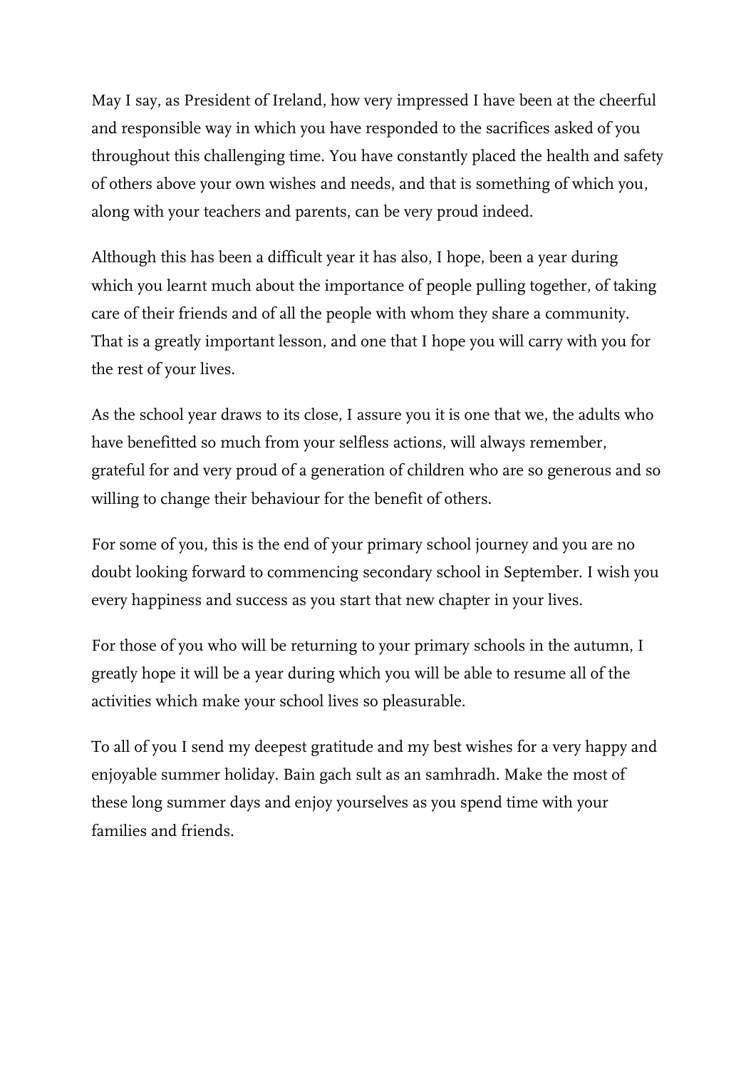May I say, as President of Ireland, how very impressed I have been at the cheerful and responsible way in which you have responded to the sacrifices asked of you throughout this challenging time. You have constantly placed the health and safety of others above your own wishes and needs, and that is something of which you, along with your teachers and parents, can be very proud indeed.

Although this has been a difficult year it has also, I hope, been a year during which you learnt much about the importance of people pulling together, of taking care of their friends and of all the people with whom they share a community. That is a greatly important lesson, and one that I hope you will carry with you for the rest of your lives.

As the school year draws to its close, I assure you it is one that we, the adults who have benefitted so much from your selfless actions, will always remember, grateful for and very proud of a generation of children who are so generous and so willing to change their behaviour for the benefit of others.

For some of you, this is the end of your primary school journey and you are no doubt looking forward to commencing secondary school in September. I wish you every happiness and success as you start that new chapter in your lives.

For those of you who will be returning to your primary schools in the autumn, I greatly hope it will be a year during which you will be able to resume all of the activities which make your school lives so pleasurable.

To all of you I send my deepest gratitude and my best wishes for a very happy and enjoyable summer holiday. Bain gach sult as an samhradh. Make the most of these long summer days and enjoy yourselves as you spend time with your families and friends.